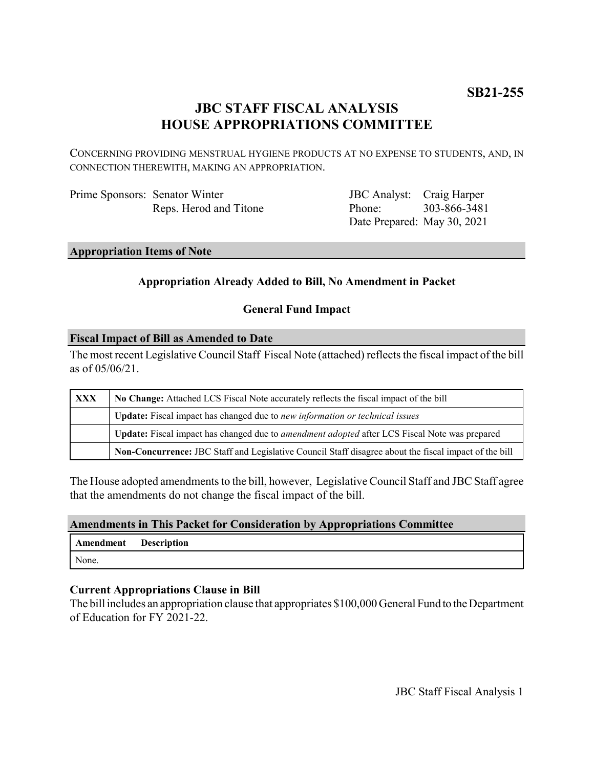**SB21-255**

# JBC STAFF FISCAL ANALYSIS
# HOUSE APPROPRIATIONS COMMITTEE

CONCERNING PROVIDING MENSTRUAL HYGIENE PRODUCTS AT NO EXPENSE TO STUDENTS, AND, IN CONNECTION THEREWITH, MAKING AN APPROPRIATION.

| | | | |
|---|---|---|---|
| Prime Sponsors: | Senator Winter<br>Reps. Herod and Titone | JBC Analyst:<br>Phone:<br>Date Prepared: | Craig Harper<br>303-866-3481<br>May 30, 2021 |

## Appropriation Items of Note

**Appropriation Already Added to Bill, No Amendment in Packet**

**General Fund Impact**

## Fiscal Impact of Bill as Amended to Date

The most recent Legislative Council Staff Fiscal Note (attached) reflects the fiscal impact of the bill as of 05/06/21.

| | |
|---|---|
| **XXX** | **No Change:** Attached LCS Fiscal Note accurately reflects the fiscal impact of the bill |
| | **Update:** Fiscal impact has changed due to *new information or technical issues* |
| | **Update:** Fiscal impact has changed due to *amendment adopted* after LCS Fiscal Note was prepared |
| | **Non-Concurrence:** JBC Staff and Legislative Council Staff disagree about the fiscal impact of the bill |

The House adopted amendments to the bill, however, Legislative Council Staff and JBC Staff agree that the amendments do not change the fiscal impact of the bill.

## Amendments in This Packet for Consideration by Appropriations Committee

| Amendment | Description |
|---|---|
| None. | |

### Current Appropriations Clause in Bill

The bill includes an appropriation clause that appropriates $100,000 General Fund to the Department of Education for FY 2021-22.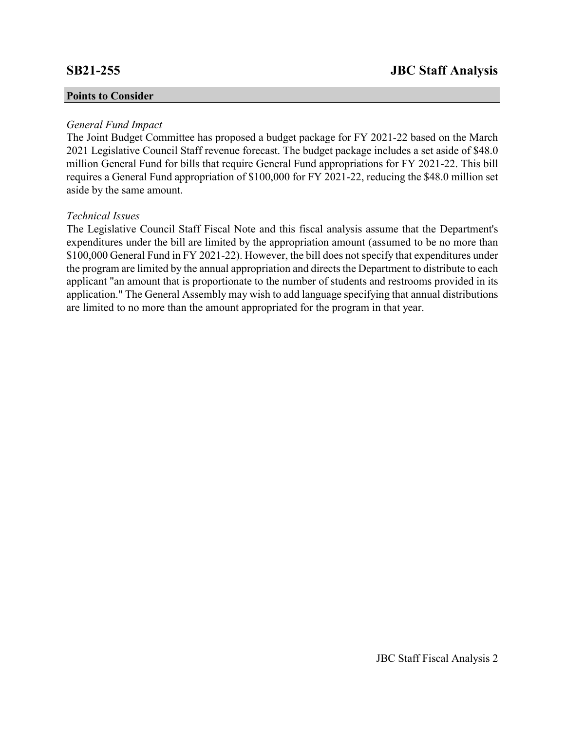## Points to Consider

*General Fund Impact*

The Joint Budget Committee has proposed a budget package for FY 2021-22 based on the March 2021 Legislative Council Staff revenue forecast. The budget package includes a set aside of $48.0 million General Fund for bills that require General Fund appropriations for FY 2021-22. This bill requires a General Fund appropriation of $100,000 for FY 2021-22, reducing the $48.0 million set aside by the same amount.

*Technical Issues*

The Legislative Council Staff Fiscal Note and this fiscal analysis assume that the Department's expenditures under the bill are limited by the appropriation amount (assumed to be no more than $100,000 General Fund in FY 2021-22). However, the bill does not specify that expenditures under the program are limited by the annual appropriation and directs the Department to distribute to each applicant "an amount that is proportionate to the number of students and restrooms provided in its application." The General Assembly may wish to add language specifying that annual distributions are limited to no more than the amount appropriated for the program in that year.